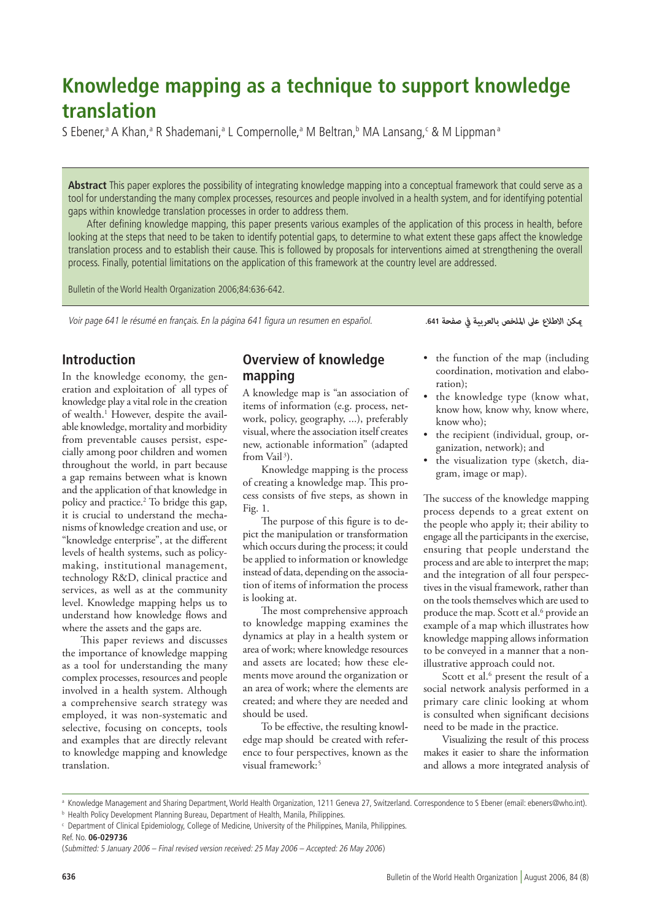# Knowledge mapping as a technique to support knowledge translation

S Ebener,[a] A Khan,[a] R Shademani,[a] L Compernolle,[a] M Beltran,[b] MA Lansang,[c] & M Lippman[a]

**Abstract** This paper explores the possibility of integrating knowledge mapping into a conceptual framework that could serve as a tool for understanding the many complex processes, resources and people involved in a health system, and for identifying potential gaps within knowledge translation processes in order to address them.

After defining knowledge mapping, this paper presents various examples of the application of this process in health, before looking at the steps that need to be taken to identify potential gaps, to determine to what extent these gaps affect the knowledge translation process and to establish their cause. This is followed by proposals for interventions aimed at strengthening the overall process. Finally, potential limitations on the application of this framework at the country level are addressed.

Bulletin of the World Health Organization 2006;84:636-642.

*Voir page 641 le résumé en français. En la página 641 figura un resumen en español.*

يمكن الاطلاع على الملخص بالعربية في صفحة 641.

## Introduction

In the knowledge economy, the generation and exploitation of all types of knowledge play a vital role in the creation of wealth.[1] However, despite the available knowledge, mortality and morbidity from preventable causes persist, especially among poor children and women throughout the world, in part because a gap remains between what is known and the application of that knowledge in policy and practice.[2] To bridge this gap, it is crucial to understand the mechanisms of knowledge creation and use, or "knowledge enterprise", at the different levels of health systems, such as policy-making, institutional management, technology R&D, clinical practice and services, as well as at the community level. Knowledge mapping helps us to understand how knowledge flows and where the assets and the gaps are.

This paper reviews and discusses the importance of knowledge mapping as a tool for understanding the many complex processes, resources and people involved in a health system. Although a comprehensive search strategy was employed, it was non-systematic and selective, focusing on concepts, tools and examples that are directly relevant to knowledge mapping and knowledge translation.

## Overview of knowledge mapping

A knowledge map is "an association of items of information (e.g. process, network, policy, geography, ...), preferably visual, where the association itself creates new, actionable information" (adapted from Vail[3]).

Knowledge mapping is the process of creating a knowledge map. This process consists of five steps, as shown in Fig. 1.

The purpose of this figure is to depict the manipulation or transformation which occurs during the process; it could be applied to information or knowledge instead of data, depending on the association of items of information the process is looking at.

The most comprehensive approach to knowledge mapping examines the dynamics at play in a health system or area of work; where knowledge resources and assets are located; how these elements move around the organization or an area of work; where the elements are created; and where they are needed and should be used.

To be effective, the resulting knowledge map should be created with reference to four perspectives, known as the visual framework:[5]

- the function of the map (including coordination, motivation and elaboration);
- the knowledge type (know what, know how, know why, know where, know who);
- the recipient (individual, group, organization, network); and
- the visualization type (sketch, diagram, image or map).

The success of the knowledge mapping process depends to a great extent on the people who apply it; their ability to engage all the participants in the exercise, ensuring that people understand the process and are able to interpret the map; and the integration of all four perspectives in the visual framework, rather than on the tools themselves which are used to produce the map. Scott et al.[6] provide an example of a map which illustrates how knowledge mapping allows information to be conveyed in a manner that a non-illustrative approach could not.

Scott et al.[6] present the result of a social network analysis performed in a primary care clinic looking at whom is consulted when significant decisions need to be made in the practice.

Visualizing the result of this process makes it easier to share the information and allows a more integrated analysis of

---

[a] Knowledge Management and Sharing Department, World Health Organization, 1211 Geneva 27, Switzerland. Correspondence to S Ebener (email: ebeners@who.int).

[b] Health Policy Development Planning Bureau, Department of Health, Manila, Philippines.

[c] Department of Clinical Epidemiology, College of Medicine, University of the Philippines, Manila, Philippines.

Ref. No. **06-029736**

(*Submitted: 5 January 2006 – Final revised version received: 25 May 2006 – Accepted: 26 May 2006*)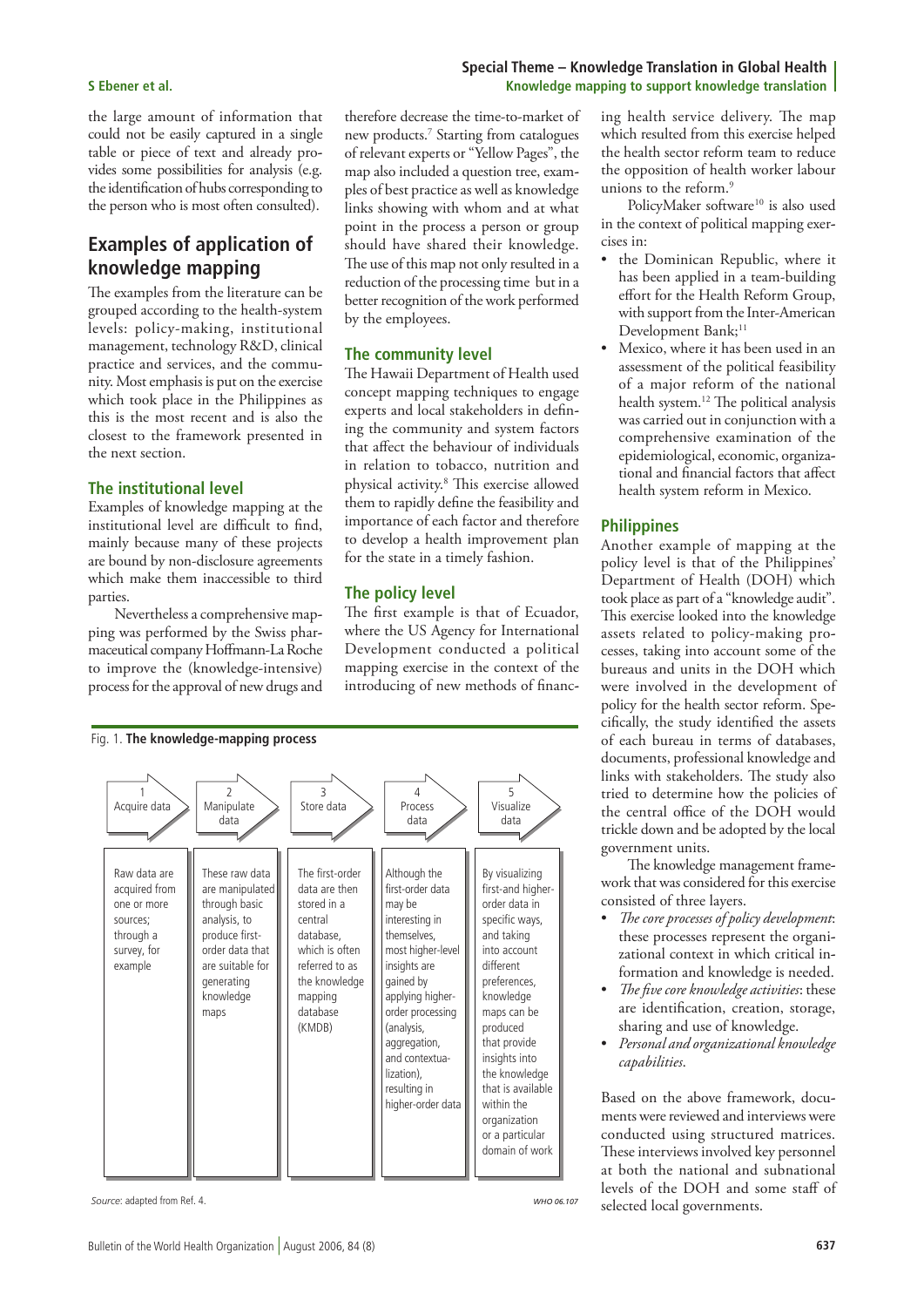the large amount of information that could not be easily captured in a single table or piece of text and already provides some possibilities for analysis (e.g. the identification of hubs corresponding to the person who is most often consulted).

## Examples of application of knowledge mapping

The examples from the literature can be grouped according to the health-system levels: policy-making, institutional management, technology R&D, clinical practice and services, and the community. Most emphasis is put on the exercise which took place in the Philippines as this is the most recent and is also the closest to the framework presented in the next section.

### The institutional level

Examples of knowledge mapping at the institutional level are difficult to find, mainly because many of these projects are bound by non-disclosure agreements which make them inaccessible to third parties.

Nevertheless a comprehensive mapping was performed by the Swiss pharmaceutical company Hoffmann-La Roche to improve the (knowledge-intensive) process for the approval of new drugs and therefore decrease the time-to-market of new products.[7] Starting from catalogues of relevant experts or "Yellow Pages", the map also included a question tree, examples of best practice as well as knowledge links showing with whom and at what point in the process a person or group should have shared their knowledge. The use of this map not only resulted in a reduction of the processing time but in a better recognition of the work performed by the employees.

### The community level

The Hawaii Department of Health used concept mapping techniques to engage experts and local stakeholders in defining the community and system factors that affect the behaviour of individuals in relation to tobacco, nutrition and physical activity.[8] This exercise allowed them to rapidly define the feasibility and importance of each factor and therefore to develop a health improvement plan for the state in a timely fashion.

### The policy level

The first example is that of Ecuador, where the US Agency for International Development conducted a political mapping exercise in the context of the introducing of new methods of financing health service delivery. The map which resulted from this exercise helped the health sector reform team to reduce the opposition of health worker labour unions to the reform.[9]

PolicyMaker software[10] is also used in the context of political mapping exercises in:

- the Dominican Republic, where it has been applied in a team-building effort for the Health Reform Group, with support from the Inter-American Development Bank;[11]
- Mexico, where it has been used in an assessment of the political feasibility of a major reform of the national health system.[12] The political analysis was carried out in conjunction with a comprehensive examination of the epidemiological, economic, organizational and financial factors that affect health system reform in Mexico.

### Philippines

Another example of mapping at the policy level is that of the Philippines' Department of Health (DOH) which took place as part of a "knowledge audit". This exercise looked into the knowledge assets related to policy-making processes, taking into account some of the bureaus and units in the DOH which were involved in the development of policy for the health sector reform. Specifically, the study identified the assets of each bureau in terms of databases, documents, professional knowledge and links with stakeholders. The study also tried to determine how the policies of the central office of the DOH would trickle down and be adopted by the local government units.

The knowledge management framework that was considered for this exercise consisted of three layers.

- *The core processes of policy development*: these processes represent the organizational context in which critical information and knowledge is needed.
- *The five core knowledge activities*: these are identification, creation, storage, sharing and use of knowledge.
- *Personal and organizational knowledge capabilities*.

Based on the above framework, documents were reviewed and interviews were conducted using structured matrices. These interviews involved key personnel at both the national and subnational levels of the DOH and some staff of selected local governments.

Fig. 1. **The knowledge-mapping process**

| 1 Acquire data | 2 Manipulate data | 3 Store data | 4 Process data | 5 Visualize data |
|---|---|---|---|---|
| Raw data are acquired from one or more sources; through a survey, for example | These raw data are manipulated through basic analysis, to produce first-order data that are suitable for generating knowledge maps | The first-order data are then stored in a central database, which is often referred to as the knowledge mapping database (KMDB) | Although the first-order data may be interesting in themselves, most higher-level insights are gained by applying higher-order processing (analysis, aggregation, and contextualization), resulting in higher-order data | By visualizing first-and higher-order data in specific ways, and taking into account different preferences, knowledge maps can be produced that provide insights into the knowledge that is available within the organization or a particular domain of work |

*Source*: adapted from Ref. 4.

WHO 06.107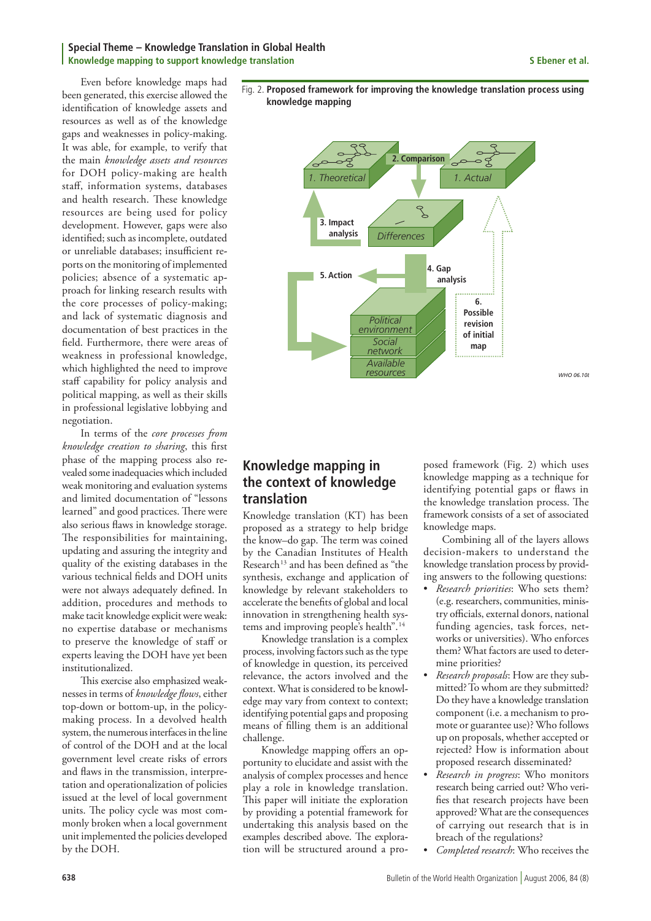Even before knowledge maps had been generated, this exercise allowed the identification of knowledge assets and resources as well as of the knowledge gaps and weaknesses in policy-making. It was able, for example, to verify that the main *knowledge assets and resources* for DOH policy-making are health staff, information systems, databases and health research. These knowledge resources are being used for policy development. However, gaps were also identified; such as incomplete, outdated or unreliable databases; insufficient reports on the monitoring of implemented policies; absence of a systematic approach for linking research results with the core processes of policy-making; and lack of systematic diagnosis and documentation of best practices in the field. Furthermore, there were areas of weakness in professional knowledge, which highlighted the need to improve staff capability for policy analysis and political mapping, as well as their skills in professional legislative lobbying and negotiation.

In terms of the *core processes from knowledge creation to sharing*, this first phase of the mapping process also revealed some inadequacies which included weak monitoring and evaluation systems and limited documentation of "lessons learned" and good practices. There were also serious flaws in knowledge storage. The responsibilities for maintaining, updating and assuring the integrity and quality of the existing databases in the various technical fields and DOH units were not always adequately defined. In addition, procedures and methods to make tacit knowledge explicit were weak: no expertise database or mechanisms to preserve the knowledge of staff or experts leaving the DOH have yet been institutionalized.

This exercise also emphasized weaknesses in terms of *knowledge flows*, either top-down or bottom-up, in the policy-making process. In a devolved health system, the numerous interfaces in the line of control of the DOH and at the local government level create risks of errors and flaws in the transmission, interpretation and operationalization of policies issued at the level of local government units. The policy cycle was most commonly broken when a local government unit implemented the policies developed by the DOH.

Fig. 2. **Proposed framework for improving the knowledge translation process using knowledge mapping**

## Knowledge mapping in the context of knowledge translation

Knowledge translation (KT) has been proposed as a strategy to help bridge the know–do gap. The term was coined by the Canadian Institutes of Health Research[13] and has been defined as "the synthesis, exchange and application of knowledge by relevant stakeholders to accelerate the benefits of global and local innovation in strengthening health systems and improving people's health".[14]

Knowledge translation is a complex process, involving factors such as the type of knowledge in question, its perceived relevance, the actors involved and the context. What is considered to be knowledge may vary from context to context; identifying potential gaps and proposing means of filling them is an additional challenge.

Knowledge mapping offers an opportunity to elucidate and assist with the analysis of complex processes and hence play a role in knowledge translation. This paper will initiate the exploration by providing a potential framework for undertaking this analysis based on the examples described above. The exploration will be structured around a proposed framework (Fig. 2) which uses knowledge mapping as a technique for identifying potential gaps or flaws in the knowledge translation process. The framework consists of a set of associated knowledge maps.

Combining all of the layers allows decision-makers to understand the knowledge translation process by providing answers to the following questions:

- *Research priorities*: Who sets them? (e.g. researchers, communities, ministry officials, external donors, national funding agencies, task forces, networks or universities). Who enforces them? What factors are used to determine priorities?
- *Research proposals*: How are they submitted? To whom are they submitted? Do they have a knowledge translation component (i.e. a mechanism to promote or guarantee use)? Who follows up on proposals, whether accepted or rejected? How is information about proposed research disseminated?
- *Research in progress*: Who monitors research being carried out? Who verifies that research projects have been approved? What are the consequences of carrying out research that is in breach of the regulations?
- *Completed research*: Who receives the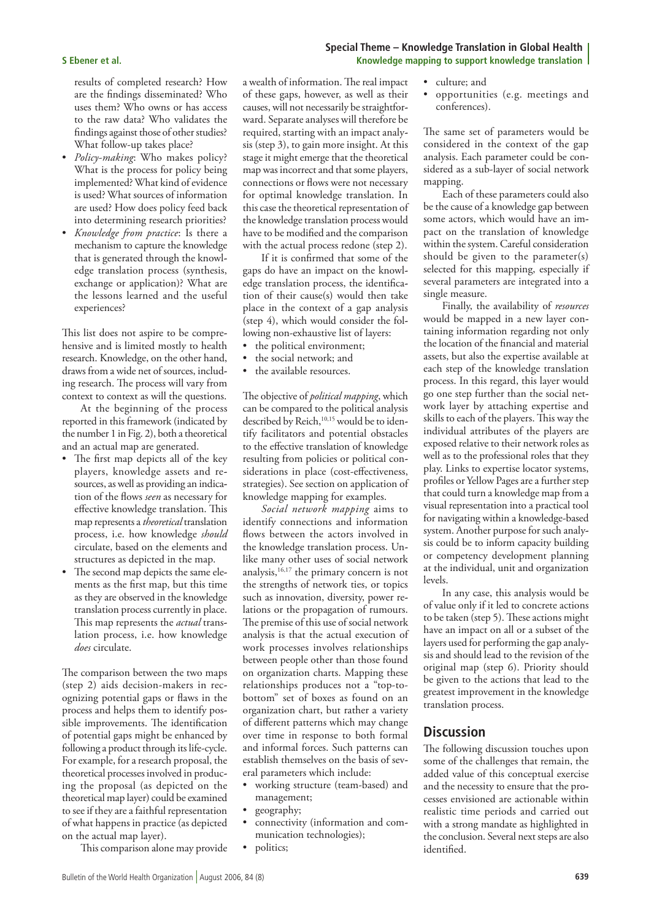results of completed research? How are the findings disseminated? Who uses them? Who owns or has access to the raw data? Who validates the findings against those of other studies? What follow-up takes place?

- *Policy-making*: Who makes policy? What is the process for policy being implemented? What kind of evidence is used? What sources of information are used? How does policy feed back into determining research priorities?
- *Knowledge from practice*: Is there a mechanism to capture the knowledge that is generated through the knowledge translation process (synthesis, exchange or application)? What are the lessons learned and the useful experiences?

This list does not aspire to be comprehensive and is limited mostly to health research. Knowledge, on the other hand, draws from a wide net of sources, including research. The process will vary from context to context as will the questions.

At the beginning of the process reported in this framework (indicated by the number 1 in Fig. 2), both a theoretical and an actual map are generated.

- The first map depicts all of the key players, knowledge assets and resources, as well as providing an indication of the flows *seen* as necessary for effective knowledge translation. This map represents a *theoretical* translation process, i.e. how knowledge *should* circulate, based on the elements and structures as depicted in the map.
- The second map depicts the same elements as the first map, but this time as they are observed in the knowledge translation process currently in place. This map represents the *actual* translation process, i.e. how knowledge *does* circulate.

The comparison between the two maps (step 2) aids decision-makers in recognizing potential gaps or flaws in the process and helps them to identify possible improvements. The identification of potential gaps might be enhanced by following a product through its life-cycle. For example, for a research proposal, the theoretical processes involved in producing the proposal (as depicted on the theoretical map layer) could be examined to see if they are a faithful representation of what happens in practice (as depicted on the actual map layer).

This comparison alone may provide a wealth of information. The real impact of these gaps, however, as well as their causes, will not necessarily be straightforward. Separate analyses will therefore be required, starting with an impact analysis (step 3), to gain more insight. At this stage it might emerge that the theoretical map was incorrect and that some players, connections or flows were not necessary for optimal knowledge translation. In this case the theoretical representation of the knowledge translation process would have to be modified and the comparison with the actual process redone (step 2).

If it is confirmed that some of the gaps do have an impact on the knowledge translation process, the identification of their cause(s) would then take place in the context of a gap analysis (step 4), which would consider the following non-exhaustive list of layers:

- the political environment;
- the social network; and
- the available resources.

The objective of *political mapping*, which can be compared to the political analysis described by Reich,[10,15] would be to identify facilitators and potential obstacles to the effective translation of knowledge resulting from policies or political considerations in place (cost-effectiveness, strategies). See section on application of knowledge mapping for examples.

*Social network mapping* aims to identify connections and information flows between the actors involved in the knowledge translation process. Unlike many other uses of social network analysis,[16,17] the primary concern is not the strengths of network ties, or topics such as innovation, diversity, power relations or the propagation of rumours. The premise of this use of social network analysis is that the actual execution of work processes involves relationships between people other than those found on organization charts. Mapping these relationships produces not a "top-to-bottom" set of boxes as found on an organization chart, but rather a variety of different patterns which may change over time in response to both formal and informal forces. Such patterns can establish themselves on the basis of several parameters which include:

- working structure (team-based) and management;
- geography;
- connectivity (information and communication technologies);
- politics;
- culture; and
- opportunities (e.g. meetings and conferences).

The same set of parameters would be considered in the context of the gap analysis. Each parameter could be considered as a sub-layer of social network mapping.

Each of these parameters could also be the cause of a knowledge gap between some actors, which would have an impact on the translation of knowledge within the system. Careful consideration should be given to the parameter(s) selected for this mapping, especially if several parameters are integrated into a single measure.

Finally, the availability of *resources* would be mapped in a new layer containing information regarding not only the location of the financial and material assets, but also the expertise available at each step of the knowledge translation process. In this regard, this layer would go one step further than the social network layer by attaching expertise and skills to each of the players. This way the individual attributes of the players are exposed relative to their network roles as well as to the professional roles that they play. Links to expertise locator systems, profiles or Yellow Pages are a further step that could turn a knowledge map from a visual representation into a practical tool for navigating within a knowledge-based system. Another purpose for such analysis could be to inform capacity building or competency development planning at the individual, unit and organization levels.

In any case, this analysis would be of value only if it led to concrete actions to be taken (step 5). These actions might have an impact on all or a subset of the layers used for performing the gap analysis and should lead to the revision of the original map (step 6). Priority should be given to the actions that lead to the greatest improvement in the knowledge translation process.

## Discussion

The following discussion touches upon some of the challenges that remain, the added value of this conceptual exercise and the necessity to ensure that the processes envisioned are actionable within realistic time periods and carried out with a strong mandate as highlighted in the conclusion. Several next steps are also identified.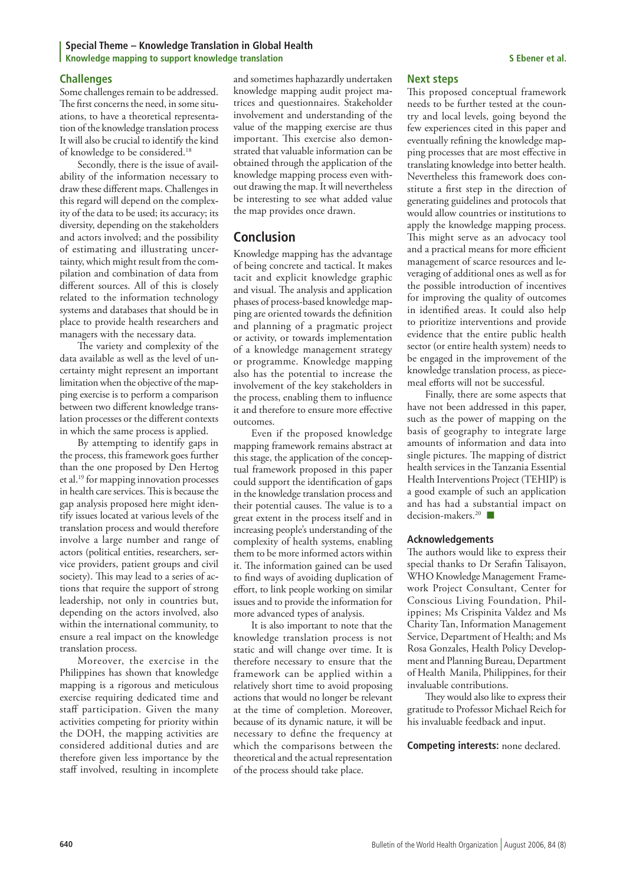## Challenges

Some challenges remain to be addressed. The first concerns the need, in some situations, to have a theoretical representation of the knowledge translation process It will also be crucial to identify the kind of knowledge to be considered.[18]

Secondly, there is the issue of availability of the information necessary to draw these different maps. Challenges in this regard will depend on the complexity of the data to be used; its accuracy; its diversity, depending on the stakeholders and actors involved; and the possibility of estimating and illustrating uncertainty, which might result from the compilation and combination of data from different sources. All of this is closely related to the information technology systems and databases that should be in place to provide health researchers and managers with the necessary data.

The variety and complexity of the data available as well as the level of uncertainty might represent an important limitation when the objective of the mapping exercise is to perform a comparison between two different knowledge translation processes or the different contexts in which the same process is applied.

By attempting to identify gaps in the process, this framework goes further than the one proposed by Den Hertog et al.[19] for mapping innovation processes in health care services. This is because the gap analysis proposed here might identify issues located at various levels of the translation process and would therefore involve a large number and range of actors (political entities, researchers, service providers, patient groups and civil society). This may lead to a series of actions that require the support of strong leadership, not only in countries but, depending on the actors involved, also within the international community, to ensure a real impact on the knowledge translation process.

Moreover, the exercise in the Philippines has shown that knowledge mapping is a rigorous and meticulous exercise requiring dedicated time and staff participation. Given the many activities competing for priority within the DOH, the mapping activities are considered additional duties and are therefore given less importance by the staff involved, resulting in incomplete and sometimes haphazardly undertaken knowledge mapping audit project matrices and questionnaires. Stakeholder involvement and understanding of the value of the mapping exercise are thus important. This exercise also demonstrated that valuable information can be obtained through the application of the knowledge mapping process even without drawing the map. It will nevertheless be interesting to see what added value the map provides once drawn.

## Conclusion

Knowledge mapping has the advantage of being concrete and tactical. It makes tacit and explicit knowledge graphic and visual. The analysis and application phases of process-based knowledge mapping are oriented towards the definition and planning of a pragmatic project or activity, or towards implementation of a knowledge management strategy or programme. Knowledge mapping also has the potential to increase the involvement of the key stakeholders in the process, enabling them to influence it and therefore to ensure more effective outcomes.

Even if the proposed knowledge mapping framework remains abstract at this stage, the application of the conceptual framework proposed in this paper could support the identification of gaps in the knowledge translation process and their potential causes. The value is to a great extent in the process itself and in increasing people's understanding of the complexity of health systems, enabling them to be more informed actors within it. The information gained can be used to find ways of avoiding duplication of effort, to link people working on similar issues and to provide the information for more advanced types of analysis.

It is also important to note that the knowledge translation process is not static and will change over time. It is therefore necessary to ensure that the framework can be applied within a relatively short time to avoid proposing actions that would no longer be relevant at the time of completion. Moreover, because of its dynamic nature, it will be necessary to define the frequency at which the comparisons between the theoretical and the actual representation of the process should take place.

## Next steps

This proposed conceptual framework needs to be further tested at the country and local levels, going beyond the few experiences cited in this paper and eventually refining the knowledge mapping processes that are most effective in translating knowledge into better health. Nevertheless this framework does constitute a first step in the direction of generating guidelines and protocols that would allow countries or institutions to apply the knowledge mapping process. This might serve as an advocacy tool and a practical means for more efficient management of scarce resources and leveraging of additional ones as well as for the possible introduction of incentives for improving the quality of outcomes in identified areas. It could also help to prioritize interventions and provide evidence that the entire public health sector (or entire health system) needs to be engaged in the improvement of the knowledge translation process, as piecemeal efforts will not be successful.

Finally, there are some aspects that have not been addressed in this paper, such as the power of mapping on the basis of geography to integrate large amounts of information and data into single pictures. The mapping of district health services in the Tanzania Essential Health Interventions Project (TEHIP) is a good example of such an application and has had a substantial impact on decision-makers.[20] ■

### Acknowledgements

The authors would like to express their special thanks to Dr Serafin Talisayon, WHO Knowledge Management Framework Project Consultant, Center for Conscious Living Foundation, Philippines; Ms Crispinita Valdez and Ms Charity Tan, Information Management Service, Department of Health; and Ms Rosa Gonzales, Health Policy Development and Planning Bureau, Department of Health Manila, Philippines, for their invaluable contributions.

They would also like to express their gratitude to Professor Michael Reich for his invaluable feedback and input.

**Competing interests:** none declared.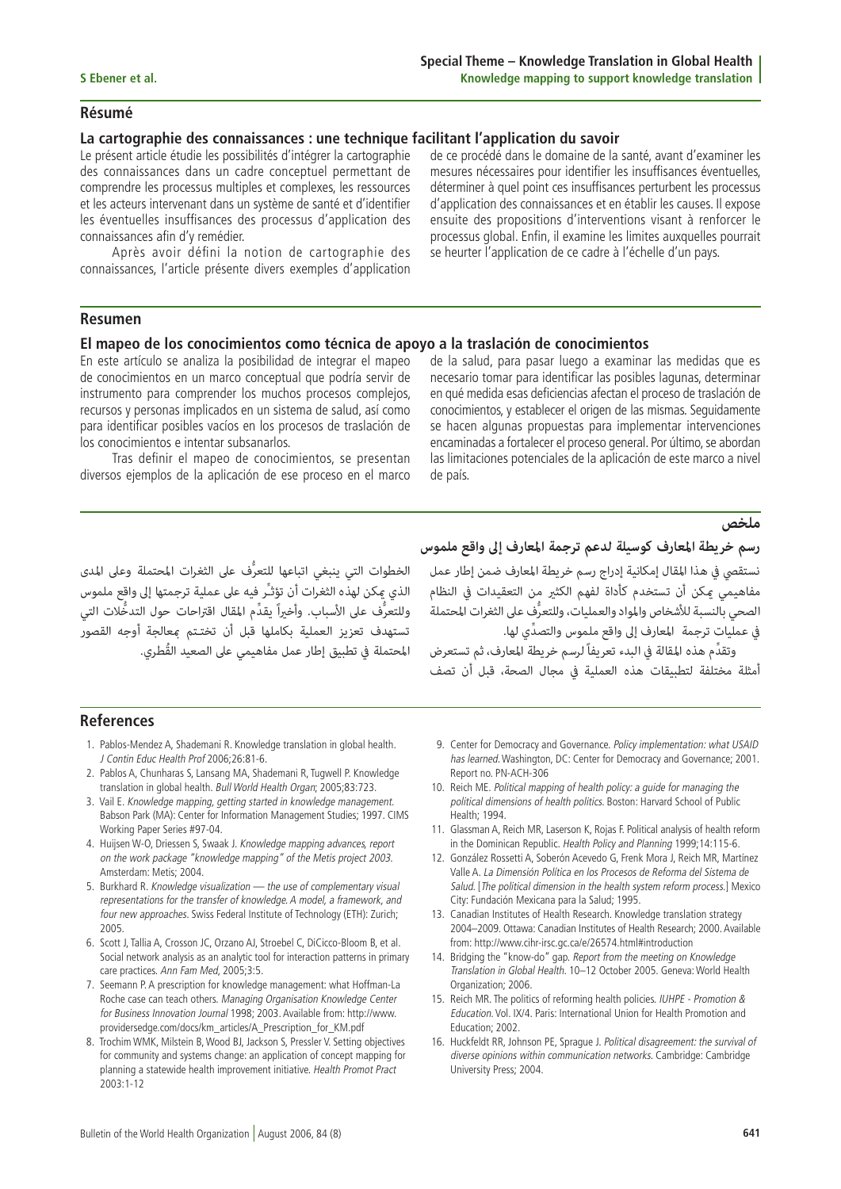## Résumé

### La cartographie des connaissances : une technique facilitant l'application du savoir

Le présent article étudie les possibilités d'intégrer la cartographie des connaissances dans un cadre conceptuel permettant de comprendre les processus multiples et complexes, les ressources et les acteurs intervenant dans un système de santé et d'identifier les éventuelles insuffisances des processus d'application des connaissances afin d'y remédier.

Après avoir défini la notion de cartographie des connaissances, l'article présente divers exemples d'application de ce procédé dans le domaine de la santé, avant d'examiner les mesures nécessaires pour identifier les insuffisances éventuelles, déterminer à quel point ces insuffisances perturbent les processus d'application des connaissances et en établir les causes. Il expose ensuite des propositions d'interventions visant à renforcer le processus global. Enfin, il examine les limites auxquelles pourrait se heurter l'application de ce cadre à l'échelle d'un pays.

## Resumen

### El mapeo de los conocimientos como técnica de apoyo a la traslación de conocimientos

En este artículo se analiza la posibilidad de integrar el mapeo de conocimientos en un marco conceptual que podría servir de instrumento para comprender los muchos procesos complejos, recursos y personas implicados en un sistema de salud, así como para identificar posibles vacíos en los procesos de traslación de los conocimientos e intentar subsanarlos.

Tras definir el mapeo de conocimientos, se presentan diversos ejemplos de la aplicación de ese proceso en el marco de la salud, para pasar luego a examinar las medidas que es necesario tomar para identificar las posibles lagunas, determinar en qué medida esas deficiencias afectan el proceso de traslación de conocimientos, y establecer el origen de las mismas. Seguidamente se hacen algunas propuestas para implementar intervenciones encaminadas a fortalecer el proceso general. Por último, se abordan las limitaciones potenciales de la aplicación de este marco a nivel de país.

## ملخص

### رسم خريطة المعارف كوسيلة لدعم ترجمة المعارف إلى واقع ملموس

نستقصي في هذا المقال إمكانية إدراج رسم خريطة المعارف ضمن إطار عمل مفاهيمي يمكن أن تستخدم كأداة لفهم الكثير من التعقيدات في النظام الصحي بالنسبة للأشخاص والمواد والعمليات، وللتعرُّف على الثغرات المحتملة في عمليات ترجمة المعارف إلى واقع ملموس والتصدِّي لها.

وتقدِّم هذه المقالة في البدء تعريفاً لرسم خريطة المعارف، ثم تستعرض أمثلة مختلفة لتطبيقات هذه العملية في مجال الصحة، قبل أن تصف الخطوات التي ينبغي اتباعها للتعرُّف على الثغرات المحتملة وعلى المدى الذي يمكن لهذه الثغرات أن تؤثِّر فيه على عملية ترجمتها إلى واقع ملموس وللتعرُّف على الأسباب. وأخيراً يقدِّم المقال اقتراحات حول التدخُّلات التي تستهدف تعزيز العملية بكاملها قبل أن تختتم بمعالجة أوجه القصور المحتملة في تطبيق إطار عمل مفاهيمي على الصعيد القُطري.

## References

1. Pablos-Mendez A, Shademani R. Knowledge translation in global health. *J Contin Educ Health Prof* 2006;26:81-6.
2. Pablos A, Chunharas S, Lansang MA, Shademani R, Tugwell P. Knowledge translation in global health. *Bull World Health Organ*; 2005;83:723.
3. Vail E. *Knowledge mapping, getting started in knowledge management.* Babson Park (MA): Center for Information Management Studies; 1997. CIMS Working Paper Series #97-04.
4. Huijsen W-O, Driessen S, Swaak J. *Knowledge mapping advances, report on the work package "knowledge mapping" of the Metis project 2003.* Amsterdam: Metis; 2004.
5. Burkhard R. *Knowledge visualization — the use of complementary visual representations for the transfer of knowledge. A model, a framework, and four new approaches.* Swiss Federal Institute of Technology (ETH): Zurich; 2005.
6. Scott J, Tallia A, Crosson JC, Orzano AJ, Stroebel C, DiCicco-Bloom B, et al. Social network analysis as an analytic tool for interaction patterns in primary care practices. *Ann Fam Med*, 2005;3:5.
7. Seemann P. A prescription for knowledge management: what Hoffman-La Roche case can teach others. *Managing Organisation Knowledge Center for Business Innovation Journal* 1998; 2003. Available from: http://www.providersedge.com/docs/km_articles/A_Prescription_for_KM.pdf
8. Trochim WMK, Milstein B, Wood BJ, Jackson S, Pressler V. Setting objectives for community and systems change: an application of concept mapping for planning a statewide health improvement initiative. *Health Promot Pract* 2003:1-12
9. Center for Democracy and Governance. *Policy implementation: what USAID has learned.* Washington, DC: Center for Democracy and Governance; 2001. Report no. PN-ACH-306
10. Reich ME. *Political mapping of health policy: a guide for managing the political dimensions of health politics.* Boston: Harvard School of Public Health; 1994.
11. Glassman A, Reich MR, Laserson K, Rojas F. Political analysis of health reform in the Dominican Republic. *Health Policy and Planning* 1999;14:115-6.
12. González Rossetti A, Soberón Acevedo G, Frenk Mora J, Reich MR, Martínez Valle A. *La Dimensión Política en los Procesos de Reforma del Sistema de Salud.* [*The political dimension in the health system reform process.*] Mexico City: Fundación Mexicana para la Salud; 1995.
13. Canadian Institutes of Health Research. Knowledge translation strategy 2004–2009. Ottawa: Canadian Institutes of Health Research; 2000. Available from: http://www.cihr-irsc.gc.ca/e/26574.html#introduction
14. Bridging the "know-do" gap. *Report from the meeting on Knowledge Translation in Global Health.* 10–12 October 2005. Geneva: World Health Organization; 2006.
15. Reich MR. The politics of reforming health policies. *IUHPE - Promotion & Education.* Vol. IX/4. Paris: International Union for Health Promotion and Education; 2002.
16. Huckfeldt RR, Johnson PE, Sprague J. *Political disagreement: the survival of diverse opinions within communication networks.* Cambridge: Cambridge University Press; 2004.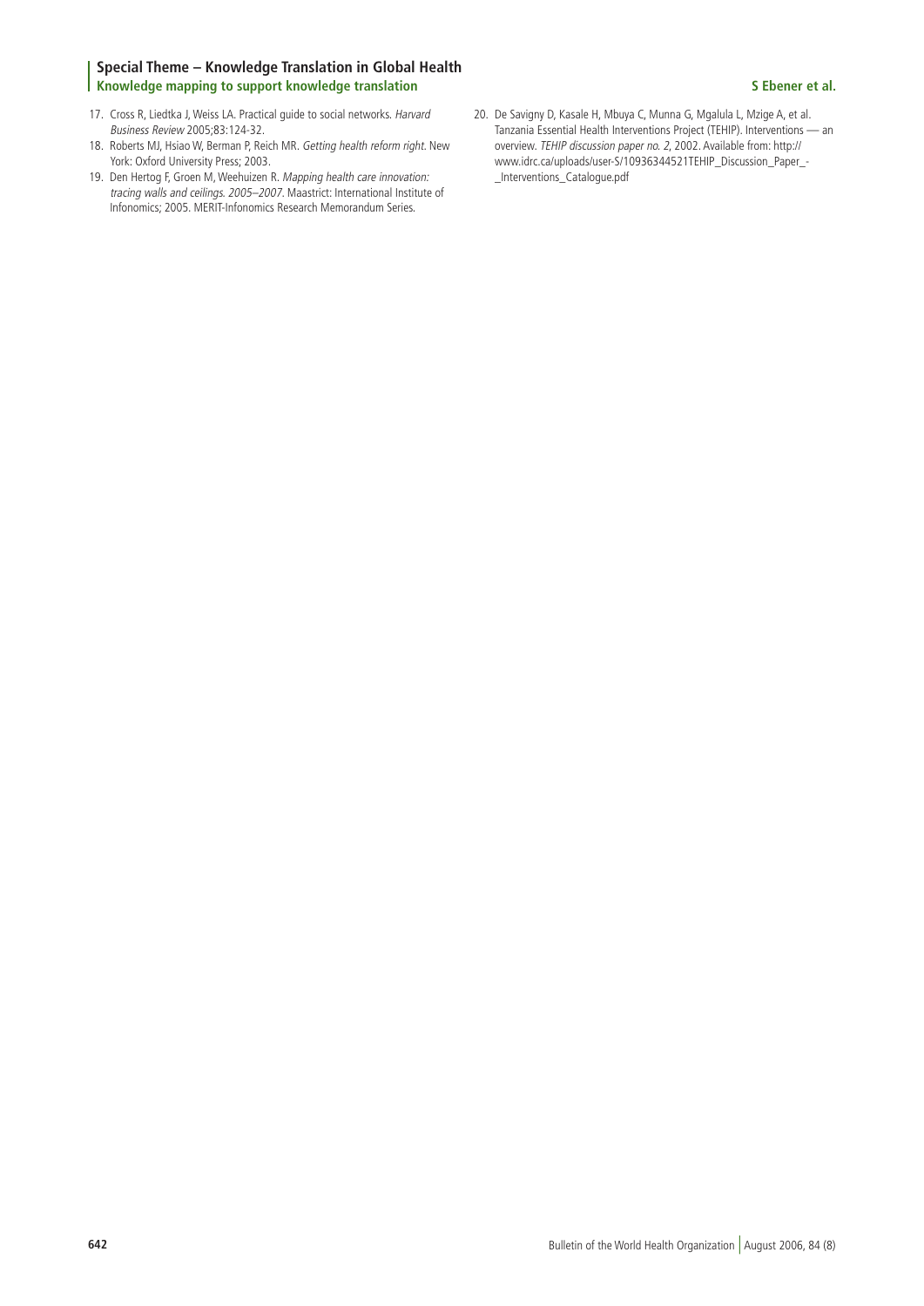17. Cross R, Liedtka J, Weiss LA. Practical guide to social networks. *Harvard Business Review* 2005;83:124-32.
18. Roberts MJ, Hsiao W, Berman P, Reich MR. *Getting health reform right*. New York: Oxford University Press; 2003.
19. Den Hertog F, Groen M, Weehuizen R. *Mapping health care innovation: tracing walls and ceilings. 2005–2007*. Maastrict: International Institute of Infonomics; 2005. MERIT-Infonomics Research Memorandum Series.
20. De Savigny D, Kasale H, Mbuya C, Munna G, Mgalula L, Mzige A, et al. Tanzania Essential Health Interventions Project (TEHIP). Interventions — an overview. *TEHIP discussion paper no. 2*, 2002. Available from: http://www.idrc.ca/uploads/user-S/10936344521TEHIP_Discussion_Paper_-_Interventions_Catalogue.pdf